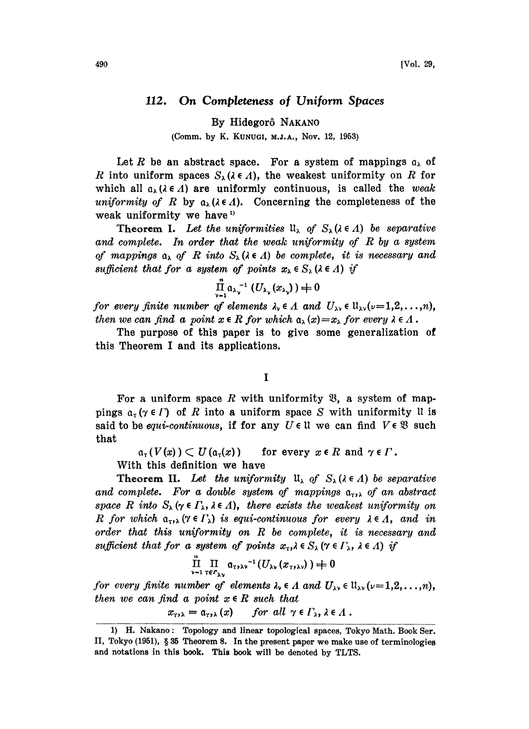# 112. On Completeness of Uniform Spaces

By Hidegorô NAKANO

(Comm. by K. KUNUGI, M.J.A., Nov. 12, 1953)

Let $R$ be an abstract space. For a system of mappings $\mathfrak{a}_\lambda$ of $R$ into uniform spaces $S_\lambda (\lambda \in \Lambda)$, the weakest uniformity on $R$ for which all $\mathfrak{a}_\lambda (\lambda \in \Lambda)$ are uniformly continuous, is called the *weak uniformity of* $R$ by $\mathfrak{a}_\lambda (\lambda \in \Lambda)$. Concerning the completeness of the weak uniformity we have[1]

**Theorem I.** *Let the uniformities* $\mathfrak{U}_\lambda$ *of* $S_\lambda (\lambda \in \Lambda)$ *be separative and complete. In order that the weak uniformity of* $R$ *by a system of mappings* $\mathfrak{a}_\lambda$ *of* $R$ *into* $S_\lambda (\lambda \in \Lambda)$ *be complete, it is necessary and sufficient that for a system of points* $x_\lambda \in S_\lambda (\lambda \in \Lambda)$ *if*

$$\prod_{\nu=1}^{n} \mathfrak{a}_{\lambda_\nu}^{-1} (U_{\lambda_\nu}(x_{\lambda_\nu})) \neq 0$$

*for every finite number of elements* $\lambda_\nu \in \Lambda$ *and* $U_{\lambda_\nu} \in \mathfrak{U}_{\lambda_\nu} (\nu=1,2,\ldots,n)$, *then we can find a point* $x \in R$ *for which* $\mathfrak{a}_\lambda (x) = x_\lambda$ *for every* $\lambda \in \Lambda$.

The purpose of this paper is to give some generalization of this Theorem I and its applications.

## I

For a uniform space $R$ with uniformity $\mathfrak{V}$, a system of mappings $\mathfrak{a}_\gamma (\gamma \in \Gamma)$ of $R$ into a uniform space $S$ with uniformity $\mathfrak{U}$ is said to be *equi-continuous*, if for any $U \in \mathfrak{U}$ we can find $V \in \mathfrak{V}$ such that

$$\mathfrak{a}_\gamma (V(x)) \subset U(\mathfrak{a}_\gamma(x)) \qquad \text{for every } x \in R \text{ and } \gamma \in \Gamma.$$

With this definition we have

**Theorem II.** *Let the uniformity* $\mathfrak{U}_\lambda$ *of* $S_\lambda (\lambda \in \Lambda)$ *be separative and complete. For a double system of mappings* $\mathfrak{a}_{\gamma,\lambda}$ *of an abstract space* $R$ *into* $S_\lambda (\gamma \in \Gamma_\lambda, \lambda \in \Lambda)$, *there exists the weakest uniformity on* $R$ *for which* $\mathfrak{a}_{\gamma,\lambda} (\gamma \in \Gamma_\lambda)$ *is equi-continuous for every* $\lambda \in \Lambda$, *and in order that this uniformity on* $R$ *be complete, it is necessary and sufficient that for a system of points* $x_{\gamma,\lambda} \in S_\lambda (\gamma \in \Gamma_\lambda, \lambda \in \Lambda)$ *if*

$$\prod_{\nu=1}^{n} \prod_{\gamma \in \Gamma_{\lambda_\nu}} \mathfrak{a}_{\gamma,\lambda_\nu}^{-1} (U_{\lambda_\nu}(x_{\gamma,\lambda_\nu})) \neq 0$$

*for every finite number of elements* $\lambda_\nu \in \Lambda$ *and* $U_{\lambda_\nu} \in \mathfrak{U}_{\lambda_\nu} (\nu=1,2,\ldots,n)$, *then we can find a point* $x \in R$ *such that*

$$x_{\gamma,\lambda} = \mathfrak{a}_{\gamma,\lambda}(x) \qquad \text{for all } \gamma \in \Gamma_\lambda, \lambda \in \Lambda.$$

---

1) H. Nakano: Topology and linear topological spaces, Tokyo Math. Book Ser. II, Tokyo (1951), § 35 Theorem 8. In the present paper we make use of terminologies and notations in this book. This book will be denoted by TLTS.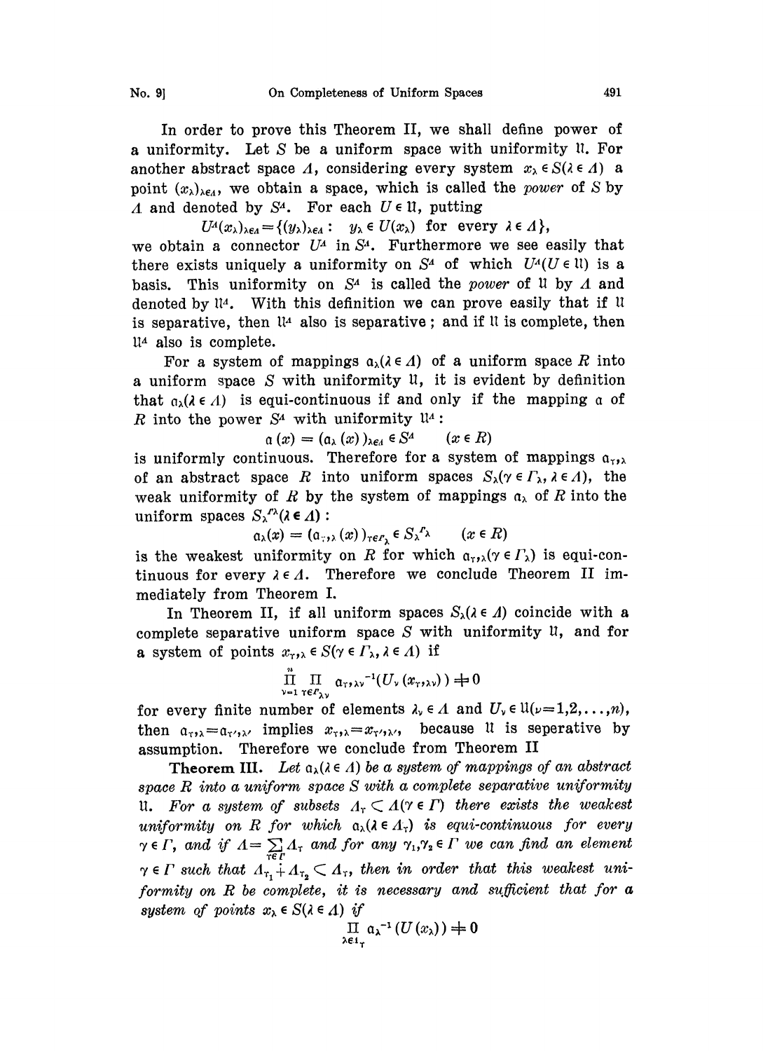In order to prove this Theorem II, we shall define power of a uniformity. Let $S$ be a uniform space with uniformity $\mathfrak{U}$. For another abstract space $\Lambda$, considering every system $x_\lambda \in S(\lambda \in \Lambda)$ a point $(x_\lambda)_{\lambda \in \Lambda}$, we obtain a space, which is called the *power* of $S$ by $\Lambda$ and denoted by $S^\Lambda$. For each $U \in \mathfrak{U}$, putting

$$U^\Lambda(x_\lambda)_{\lambda \in \Lambda} = \{(y_\lambda)_{\lambda \in \Lambda} : \quad y_\lambda \in U(x_\lambda) \text{ for every } \lambda \in \Lambda\},$$

we obtain a connector $U^\Lambda$ in $S^\Lambda$. Furthermore we see easily that there exists uniquely a uniformity on $S^\Lambda$ of which $U^\Lambda (U \in \mathfrak{U})$ is a basis. This uniformity on $S^\Lambda$ is called the *power* of $\mathfrak{U}$ by $\Lambda$ and denoted by $\mathfrak{U}^\Lambda$. With this definition we can prove easily that if $\mathfrak{U}$ is separative, then $\mathfrak{U}^\Lambda$ also is separative; and if $\mathfrak{U}$ is complete, then $\mathfrak{U}^\Lambda$ also is complete.

For a system of mappings $\mathfrak{a}_\lambda (\lambda \in \Lambda)$ of a uniform space $R$ into a uniform space $S$ with uniformity $\mathfrak{U}$, it is evident by definition that $\mathfrak{a}_\lambda (\lambda \in \Lambda)$ is equi-continuous if and only if the mapping $\mathfrak{a}$ of $R$ into the power $S^\Lambda$ with uniformity $\mathfrak{U}^\Lambda$:

$$\mathfrak{a}(x) = (\mathfrak{a}_\lambda(x))_{\lambda \in \Lambda} \in S^\Lambda \qquad (x \in R)$$

is uniformly continuous. Therefore for a system of mappings $\mathfrak{a}_{\gamma,\lambda}$ of an abstract space $R$ into uniform spaces $S_\lambda (\gamma \in \Gamma_\lambda, \lambda \in \Lambda)$, the weak uniformity of $R$ by the system of mappings $\mathfrak{a}_\lambda$ of $R$ into the uniform spaces $S_\lambda^{\Gamma_\lambda} (\lambda \in \Lambda)$:

$$\mathfrak{a}_\lambda(x) = (\mathfrak{a}_{\gamma,\lambda}(x))_{\gamma \in \Gamma_\lambda} \in S_\lambda^{\Gamma_\lambda} \qquad (x \in R)$$

is the weakest uniformity on $R$ for which $\mathfrak{a}_{\gamma,\lambda} (\gamma \in \Gamma_\lambda)$ is equi-continuous for every $\lambda \in \Lambda$. Therefore we conclude Theorem II immediately from Theorem I.

In Theorem II, if all uniform spaces $S_\lambda (\lambda \in \Lambda)$ coincide with a complete separative uniform space $S$ with uniformity $\mathfrak{U}$, and for a system of points $x_{\gamma,\lambda} \in S (\gamma \in \Gamma_\lambda, \lambda \in \Lambda)$ if

$$\prod_{\nu=1}^{n} \prod_{\gamma \in \Gamma_{\lambda_\nu}} \mathfrak{a}_{\gamma,\lambda_\nu}^{-1}(U_\nu(x_{\gamma,\lambda_\nu})) \neq 0$$

for every finite number of elements $\lambda_\nu \in \Lambda$ and $U_\nu \in \mathfrak{U} (\nu = 1, 2, \ldots, n)$, then $\mathfrak{a}_{\gamma,\lambda} = \mathfrak{a}_{\gamma',\lambda'}$ implies $x_{\gamma,\lambda} = x_{\gamma',\lambda'}$, because $\mathfrak{U}$ is seperative by assumption. Therefore we conclude from Theorem II

**Theorem III.** *Let $\mathfrak{a}_\lambda (\lambda \in \Lambda)$ be a system of mappings of an abstract space $R$ into a uniform space $S$ with a complete separative uniformity $\mathfrak{U}$. For a system of subsets $\Lambda_\gamma \subset \Lambda (\gamma \in \Gamma)$ there exists the weakest uniformity on $R$ for which $\mathfrak{a}_\lambda (\lambda \in \Lambda_\gamma)$ is equi-continuous for every $\gamma \in \Gamma$, and if $\Lambda = \sum_{\gamma \in \Gamma} \Lambda_\gamma$ and for any $\gamma_1, \gamma_2 \in \Gamma$ we can find an element $\gamma \in \Gamma$ such that $\Lambda_{\gamma_1} \dotplus \Lambda_{\gamma_2} \subset \Lambda_\gamma$, then in order that this weakest uniformity on $R$ be complete, it is necessary and sufficient that for a system of points $x_\lambda \in S (\lambda \in \Lambda)$ if*

$$\prod_{\lambda \in \Lambda_\gamma} \mathfrak{a}_\lambda^{-1}(U(x_\lambda)) \neq 0$$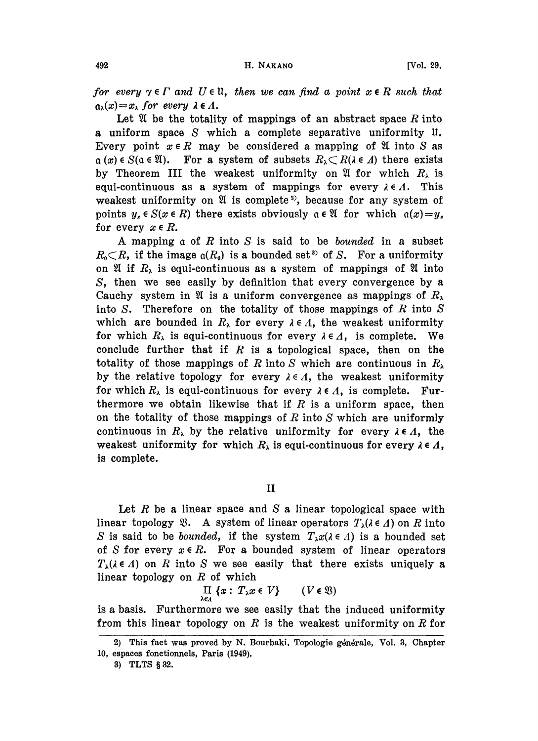*for every* $\gamma \in \Gamma$ *and* $U \in \mathfrak{U}$, *then we can find a point* $x \in R$ *such that* $\mathfrak{a}_\lambda(x) = x_\lambda$ *for every* $\lambda \in \Lambda$.

Let $\mathfrak{A}$ be the totality of mappings of an abstract space $R$ into a uniform space $S$ which a complete separative uniformity $\mathfrak{U}$. Every point $x \in R$ may be considered a mapping of $\mathfrak{A}$ into $S$ as $\mathfrak{a}(x) \in S (\mathfrak{a} \in \mathfrak{A})$. For a system of subsets $R_\lambda \subset R (\lambda \in \Lambda)$ there exists by Theorem III the weakest uniformity on $\mathfrak{A}$ for which $R_\lambda$ is equi-continuous as a system of mappings for every $\lambda \in \Lambda$. This weakest uniformity on $\mathfrak{A}$ is complete[2], because for any system of points $y_x \in S (x \in R)$ there exists obviously $\mathfrak{a} \in \mathfrak{A}$ for which $\mathfrak{a}(x) = y_x$ for every $x \in R$.

A mapping $\mathfrak{a}$ of $R$ into $S$ is said to be *bounded* in a subset $R_0 \subset R$, if the image $\mathfrak{a}(R_0)$ is a bounded set[3] of $S$. For a uniformity on $\mathfrak{A}$ if $R_\lambda$ is equi-continuous as a system of mappings of $\mathfrak{A}$ into $S$, then we see easily by definition that every convergence by a Cauchy system in $\mathfrak{A}$ is a uniform convergence as mappings of $R_\lambda$ into $S$. Therefore on the totality of those mappings of $R$ into $S$ which are bounded in $R_\lambda$ for every $\lambda \in \Lambda$, the weakest uniformity for which $R_\lambda$ is equi-continuous for every $\lambda \in \Lambda$, is complete. We conclude further that if $R$ is a topological space, then on the totality of those mappings of $R$ into $S$ which are continuous in $R_\lambda$ by the relative topology for every $\lambda \in \Lambda$, the weakest uniformity for which $R_\lambda$ is equi-continuous for every $\lambda \in \Lambda$, is complete. Furthermore we obtain likewise that if $R$ is a uniform space, then on the totality of those mappings of $R$ into $S$ which are uniformly continuous in $R_\lambda$ by the relative uniformity for every $\lambda \in \Lambda$, the weakest uniformity for which $R_\lambda$ is equi-continuous for every $\lambda \in \Lambda$, is complete.

## II

Let $R$ be a linear space and $S$ a linear topological space with linear topology $\mathfrak{B}$. A system of linear operators $T_\lambda (\lambda \in \Lambda)$ on $R$ into $S$ is said to be *bounded*, if the system $T_\lambda x (\lambda \in \Lambda)$ is a bounded set of $S$ for every $x \in R$. For a bounded system of linear operators $T_\lambda (\lambda \in \Lambda)$ on $R$ into $S$ we see easily that there exists uniquely a linear topology on $R$ of which

$$\prod_{\lambda \in \Lambda} \{x : T_\lambda x \in V\} \qquad (V \in \mathfrak{B})$$

is a basis. Furthermore we see easily that the induced uniformity from this linear topology on $R$ is the weakest uniformity on $R$ for

---

2) This fact was proved by N. Bourbaki, Topologie générale, Vol. 3, Chapter 10, espaces fonctionnels, Paris (1949).

3) TLTS § 32.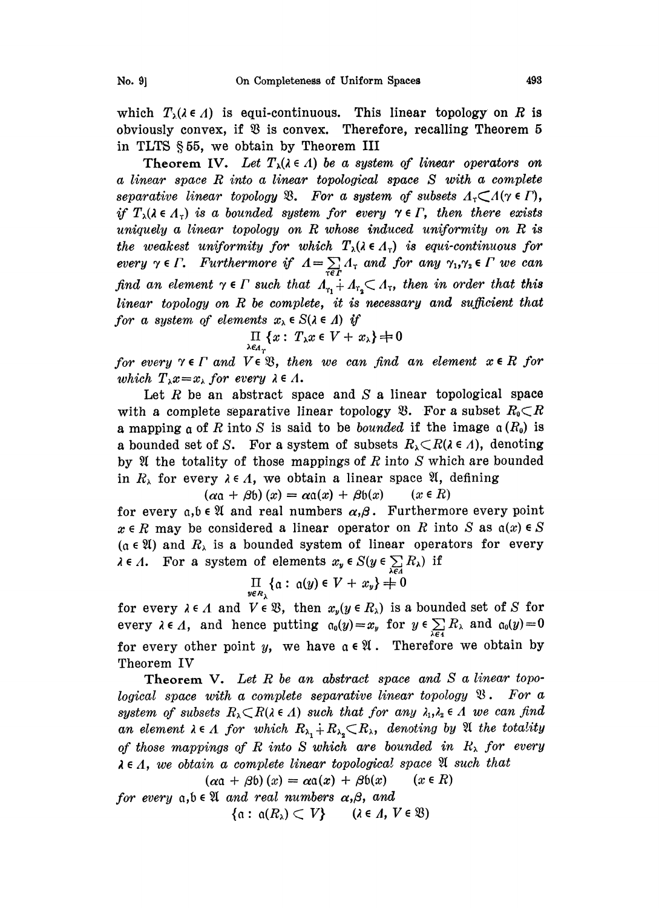which $T_\lambda(\lambda \in \Lambda)$ is equi-continuous. This linear topology on $R$ is obviously convex, if $\mathfrak{V}$ is convex. Therefore, recalling Theorem 5 in TLTS § 55, we obtain by Theorem III

**Theorem IV.** *Let $T_\lambda(\lambda \in \Lambda)$ be a system of linear operators on a linear space $R$ into a linear topological space $S$ with a complete separative linear topology $\mathfrak{V}$. For a system of subsets $\Lambda_\gamma \subset \Lambda(\gamma \in \Gamma)$, if $T_\lambda(\lambda \in \Lambda_\gamma)$ is a bounded system for every $\gamma \in \Gamma$, then there exists uniquely a linear topology on $R$ whose induced uniformity on $R$ is the weakest uniformity for which $T_\lambda(\lambda \in \Lambda_\gamma)$ is equi-continuous for every $\gamma \in \Gamma$. Furthermore if $\Lambda = \sum_{\gamma \in \Gamma} \Lambda_\gamma$ and for any $\gamma_1, \gamma_2 \in \Gamma$ we can find an element $\gamma \in \Gamma$ such that $\Lambda_{\gamma_1} \dot{+} \Lambda_{\gamma_2} \subset \Lambda_\gamma$, then in order that this linear topology on $R$ be complete, it is necessary and sufficient that for a system of elements $x_\lambda \in S(\lambda \in \Lambda)$ if*

$$\prod_{\lambda \in \Lambda_\gamma} \{x : T_\lambda x \in V + x_\lambda\} \neq 0$$

*for every $\gamma \in \Gamma$ and $V \in \mathfrak{V}$, then we can find an element $x \in R$ for which $T_\lambda x = x_\lambda$ for every $\lambda \in \Lambda$.*

Let $R$ be an abstract space and $S$ a linear topological space with a complete separative linear topology $\mathfrak{V}$. For a subset $R_0 \subset R$ a mapping $\mathfrak{a}$ of $R$ into $S$ is said to be *bounded* if the image $\mathfrak{a}(R_0)$ is a bounded set of $S$. For a system of subsets $R_\lambda \subset R(\lambda \in \Lambda)$, denoting by $\mathfrak{A}$ the totality of those mappings of $R$ into $S$ which are bounded in $R_\lambda$ for every $\lambda \in \Lambda$, we obtain a linear space $\mathfrak{A}$, defining

$$(\alpha\mathfrak{a} + \beta\mathfrak{b})(x) = \alpha\mathfrak{a}(x) + \beta\mathfrak{b}(x) \qquad (x \in R)$$

for every $\mathfrak{a}, \mathfrak{b} \in \mathfrak{A}$ and real numbers $\alpha, \beta$. Furthermore every point $x \in R$ may be considered a linear operator on $R$ into $S$ as $\mathfrak{a}(x) \in S$ $(\mathfrak{a} \in \mathfrak{A})$ and $R_\lambda$ is a bounded system of linear operators for every $\lambda \in \Lambda$. For a system of elements $x_y \in S(y \in \sum_{\lambda \in \Lambda} R_\lambda)$ if

$$\prod_{y \in R_\lambda} \{\mathfrak{a} : \mathfrak{a}(y) \in V + x_y\} \neq 0$$

for every $\lambda \in \Lambda$ and $V \in \mathfrak{V}$, then $x_y(y \in R_\lambda)$ is a bounded set of $S$ for every $\lambda \in \Lambda$, and hence putting $\mathfrak{a}_0(y) = x_y$ for $y \in \sum_{\lambda \in \Lambda} R_\lambda$ and $\mathfrak{a}_0(y) = 0$ for every other point $y$, we have $\mathfrak{a} \in \mathfrak{A}$. Therefore we obtain by Theorem IV

**Theorem V.** *Let $R$ be an abstract space and $S$ a linear topological space with a complete separative linear topology $\mathfrak{V}$. For a system of subsets $R_\lambda \subset R(\lambda \in \Lambda)$ such that for any $\lambda_1, \lambda_2 \in \Lambda$ we can find an element $\lambda \in \Lambda$ for which $R_{\lambda_1} \dot{+} R_{\lambda_2} \subset R_\lambda$, denoting by $\mathfrak{A}$ the totality of those mappings of $R$ into $S$ which are bounded in $R_\lambda$ for every $\lambda \in \Lambda$, we obtain a complete linear topological space $\mathfrak{A}$ such that*

$$(\alpha\mathfrak{a} + \beta\mathfrak{b})(x) = \alpha\mathfrak{a}(x) + \beta\mathfrak{b}(x) \qquad (x \in R)$$

*for every $\mathfrak{a}, \mathfrak{b} \in \mathfrak{A}$ and real numbers $\alpha, \beta$, and*

$$\{\mathfrak{a} : \mathfrak{a}(R_\lambda) \subset V\} \qquad (\lambda \in \Lambda,\ V \in \mathfrak{V})$$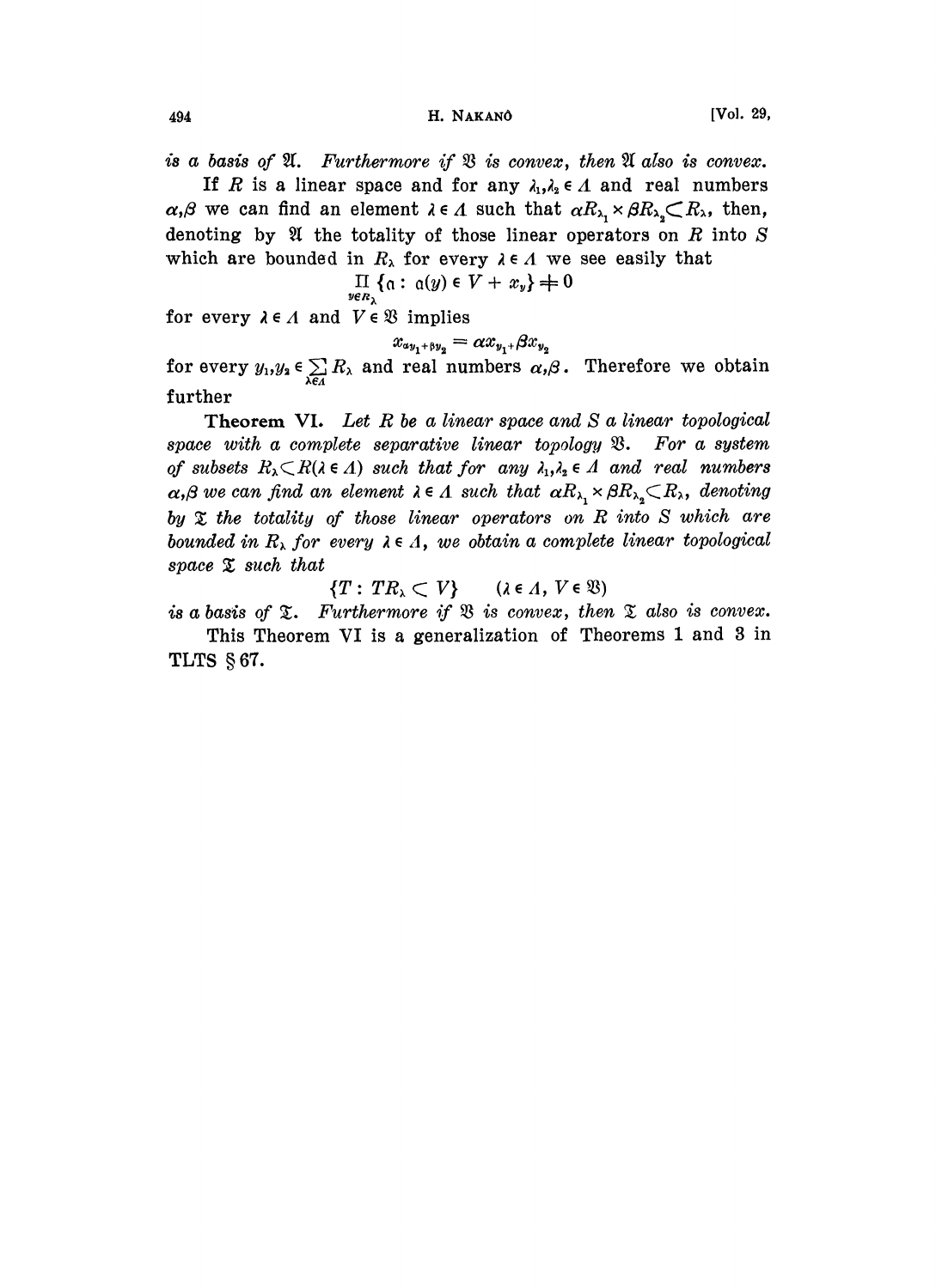*is a basis of* $\mathfrak{A}$. *Furthermore if* $\mathfrak{V}$ *is convex, then* $\mathfrak{A}$ *also is convex.*

If $R$ is a linear space and for any $\lambda_1, \lambda_2 \in \Lambda$ and real numbers $\alpha, \beta$ we can find an element $\lambda \in \Lambda$ such that $\alpha R_{\lambda_1} \times \beta R_{\lambda_2} \subset R_\lambda$, then, denoting by $\mathfrak{A}$ the totality of those linear operators on $R$ into $S$ which are bounded in $R_\lambda$ for every $\lambda \in \Lambda$ we see easily that

$$\prod_{y \in R_\lambda} \{\mathfrak{a} : \mathfrak{a}(y) \in V + x_y\} \neq 0$$

for every $\lambda \in \Lambda$ and $V \in \mathfrak{V}$ implies

$$x_{\alpha y_1 + \beta y_2} = \alpha x_{y_1} + \beta x_{y_2}$$

for every $y_1, y_2 \in \sum_{\lambda \in \Lambda} R_\lambda$ and real numbers $\alpha, \beta$. Therefore we obtain further

**Theorem VI.** *Let $R$ be a linear space and $S$ a linear topological space with a complete separative linear topology $\mathfrak{V}$. For a system of subsets $R_\lambda \subset R (\lambda \in \Lambda)$ such that for any $\lambda_1, \lambda_2 \in \Lambda$ and real numbers $\alpha, \beta$ we can find an element $\lambda \in \Lambda$ such that $\alpha R_{\lambda_1} \times \beta R_{\lambda_2} \subset R_\lambda$, denoting by $\mathfrak{T}$ the totality of those linear operators on $R$ into $S$ which are bounded in $R_\lambda$ for every $\lambda \in \Lambda$, we obtain a complete linear topological space $\mathfrak{T}$ such that*

$$\{T : TR_\lambda \subset V\} \qquad (\lambda \in \Lambda, V \in \mathfrak{V})$$

*is a basis of* $\mathfrak{T}$. *Furthermore if* $\mathfrak{V}$ *is convex, then* $\mathfrak{T}$ *also is convex.*

This Theorem VI is a generalization of Theorems 1 and 3 in TLTS §67.